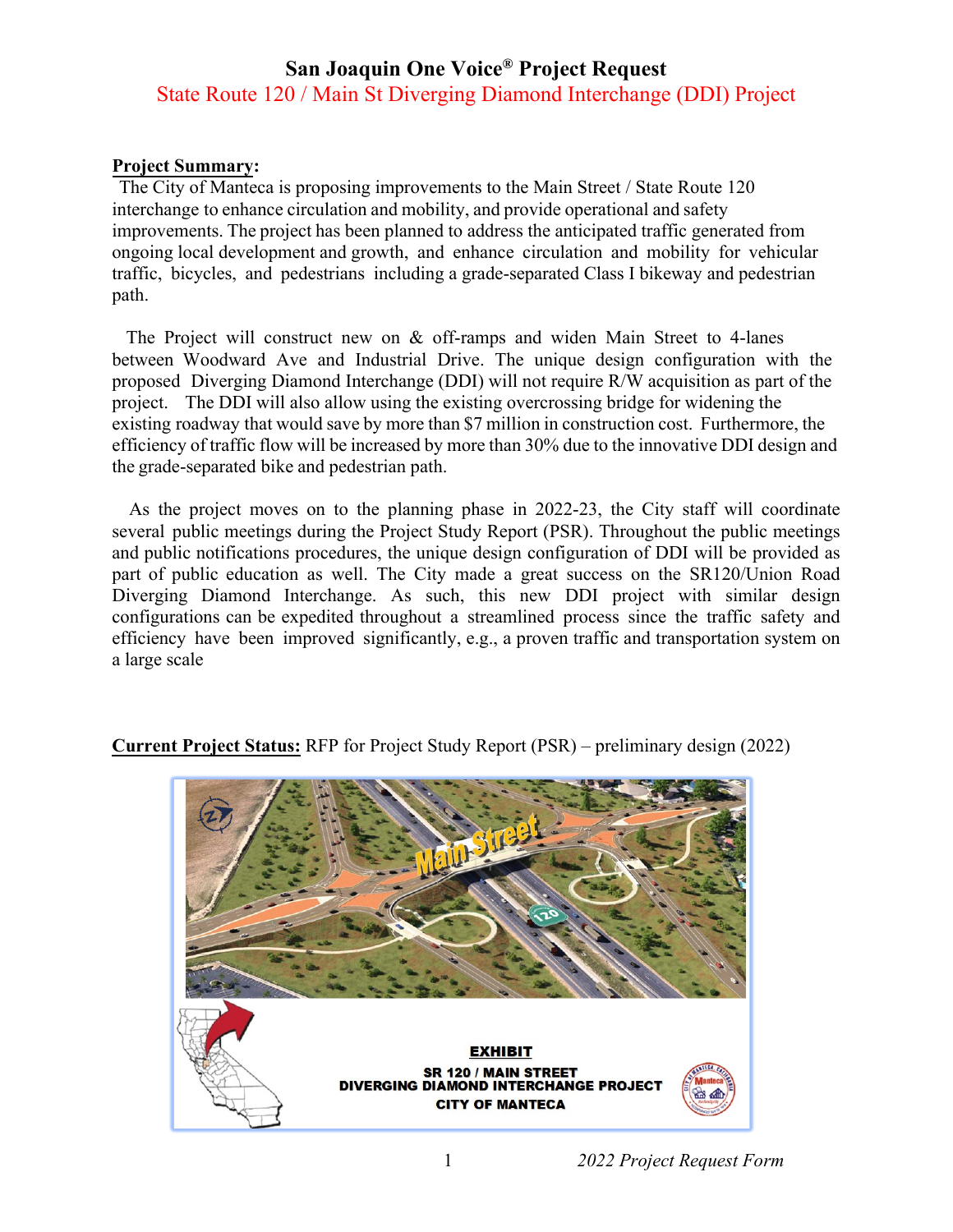# San Joaquin One Voice® Project Request

## State Route 120 / Main St Diverging Diamond Interchange (DDI) Project

**Project Summary:**
The City of Manteca is proposing improvements to the Main Street / State Route 120 interchange to enhance circulation and mobility, and provide operational and safety improvements. The project has been planned to address the anticipated traffic generated from ongoing local development and growth, and enhance circulation and mobility for vehicular traffic, bicycles, and pedestrians including a grade-separated Class I bikeway and pedestrian path.

The Project will construct new on & off-ramps and widen Main Street to 4-lanes between Woodward Ave and Industrial Drive. The unique design configuration with the proposed Diverging Diamond Interchange (DDI) will not require R/W acquisition as part of the project. The DDI will also allow using the existing overcrossing bridge for widening the existing roadway that would save by more than $7 million in construction cost. Furthermore, the efficiency of traffic flow will be increased by more than 30% due to the innovative DDI design and the grade-separated bike and pedestrian path.

As the project moves on to the planning phase in 2022-23, the City staff will coordinate several public meetings during the Project Study Report (PSR). Throughout the public meetings and public notifications procedures, the unique design configuration of DDI will be provided as part of public education as well. The City made a great success on the SR120/Union Road Diverging Diamond Interchange. As such, this new DDI project with similar design configurations can be expedited throughout a streamlined process since the traffic safety and efficiency have been improved significantly, e.g., a proven traffic and transportation system on a large scale

**Current Project Status:** RFP for Project Study Report (PSR) – preliminary design (2022)

**EXHIBIT**
SR 120 / MAIN STREET
DIVERGING DIAMOND INTERCHANGE PROJECT
CITY OF MANTECA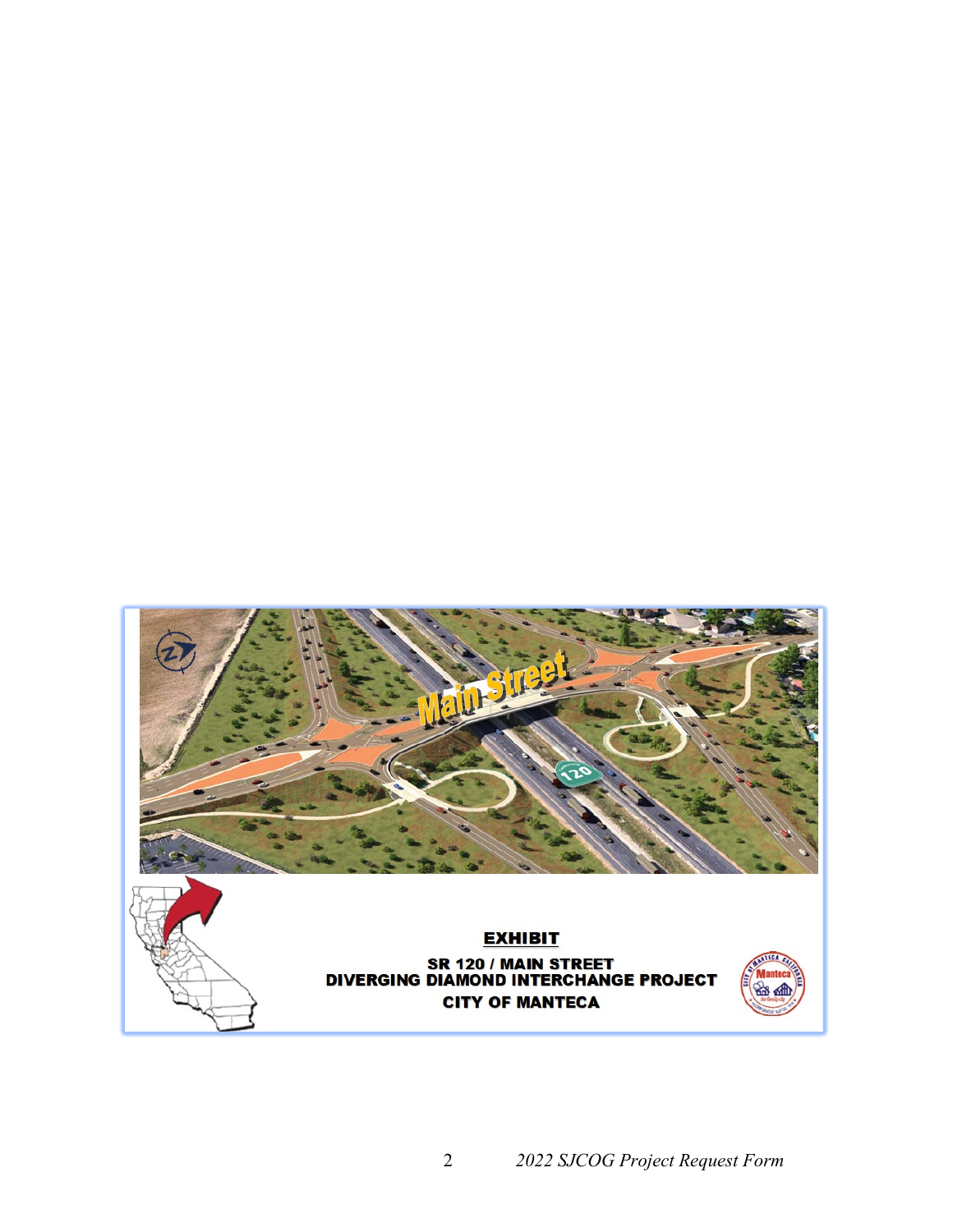**EXHIBIT**

**SR 120 / MAIN STREET**
**DIVERGING DIAMOND INTERCHANGE PROJECT**
**CITY OF MANTECA**